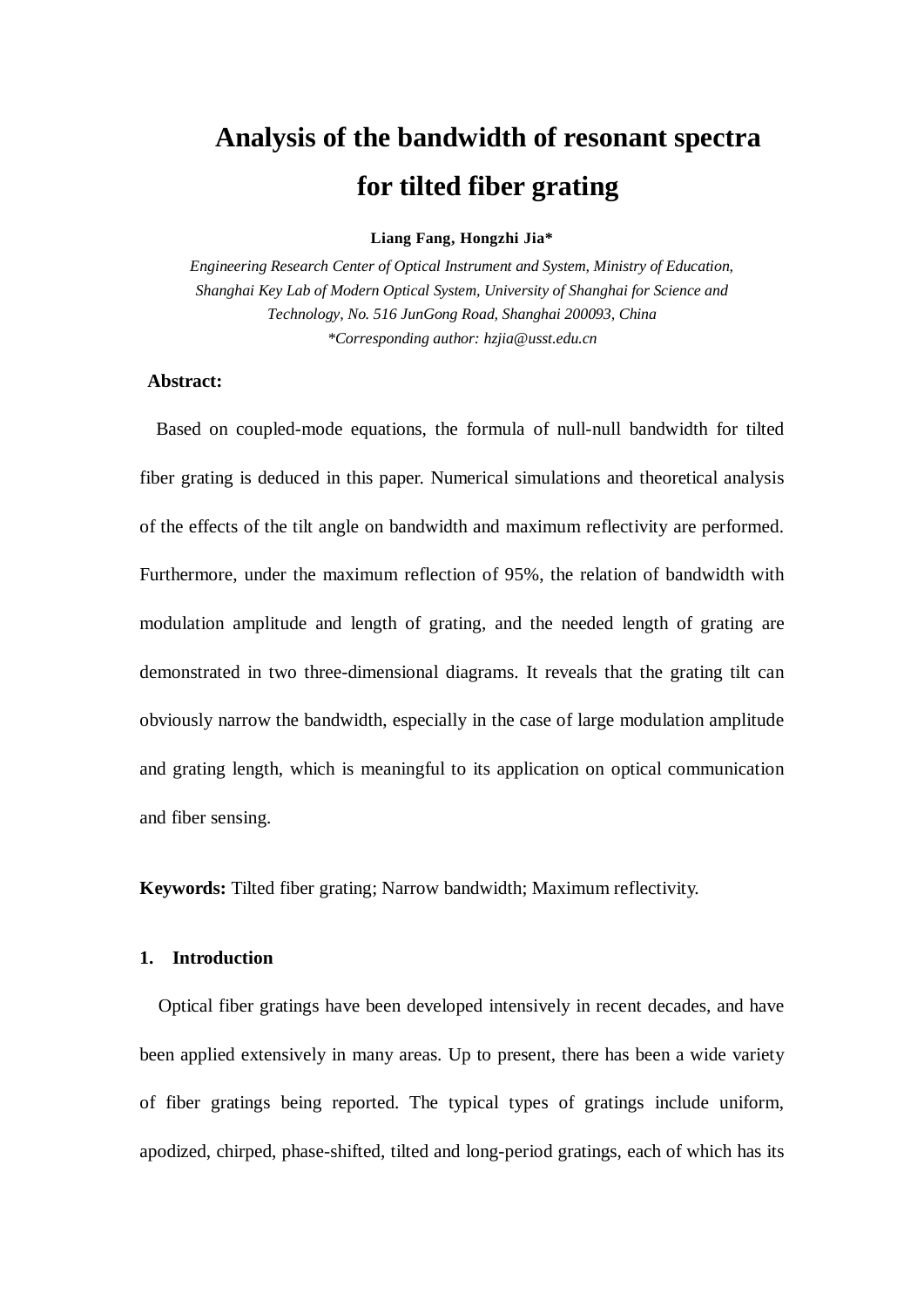# Analysis of the bandwidth of resonant spectra for tilted fiber grating

**Liang Fang, Hongzhi Jia***

*Engineering Research Center of Optical Instrument and System, Ministry of Education, Shanghai Key Lab of Modern Optical System, University of Shanghai for Science and Technology, No. 516 JunGong Road, Shanghai 200093, China*

*\*Corresponding author: hzjia@usst.edu.cn*

**Abstract:**

Based on coupled-mode equations, the formula of null-null bandwidth for tilted fiber grating is deduced in this paper. Numerical simulations and theoretical analysis of the effects of the tilt angle on bandwidth and maximum reflectivity are performed. Furthermore, under the maximum reflection of 95%, the relation of bandwidth with modulation amplitude and length of grating, and the needed length of grating are demonstrated in two three-dimensional diagrams. It reveals that the grating tilt can obviously narrow the bandwidth, especially in the case of large modulation amplitude and grating length, which is meaningful to its application on optical communication and fiber sensing.

**Keywords:** Tilted fiber grating; Narrow bandwidth; Maximum reflectivity.

## 1. Introduction

Optical fiber gratings have been developed intensively in recent decades, and have been applied extensively in many areas. Up to present, there has been a wide variety of fiber gratings being reported. The typical types of gratings include uniform, apodized, chirped, phase-shifted, tilted and long-period gratings, each of which has its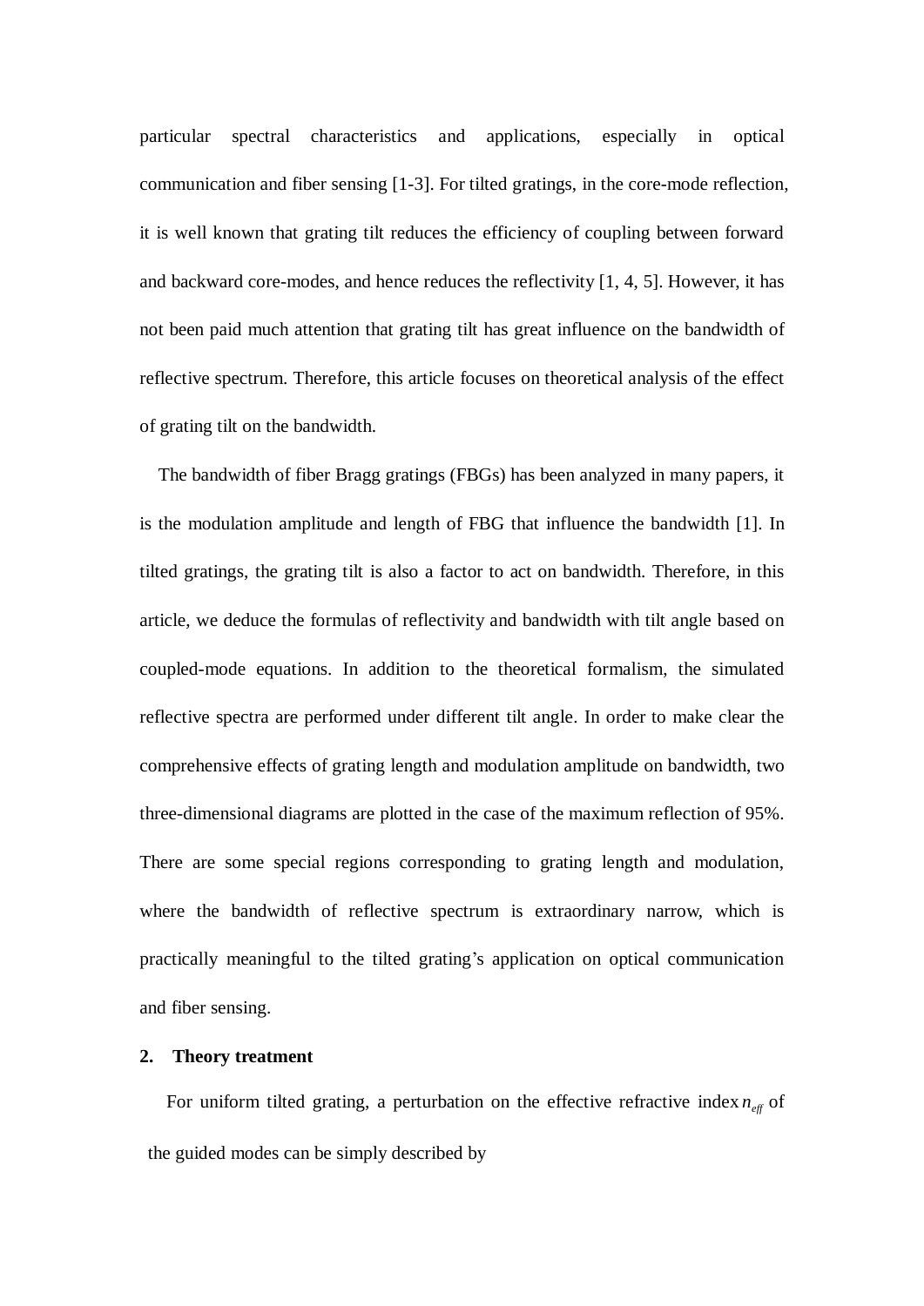particular spectral characteristics and applications, especially in optical communication and fiber sensing [1-3]. For tilted gratings, in the core-mode reflection, it is well known that grating tilt reduces the efficiency of coupling between forward and backward core-modes, and hence reduces the reflectivity [1, 4, 5]. However, it has not been paid much attention that grating tilt has great influence on the bandwidth of reflective spectrum. Therefore, this article focuses on theoretical analysis of the effect of grating tilt on the bandwidth.

The bandwidth of fiber Bragg gratings (FBGs) has been analyzed in many papers, it is the modulation amplitude and length of FBG that influence the bandwidth [1]. In tilted gratings, the grating tilt is also a factor to act on bandwidth. Therefore, in this article, we deduce the formulas of reflectivity and bandwidth with tilt angle based on coupled-mode equations. In addition to the theoretical formalism, the simulated reflective spectra are performed under different tilt angle. In order to make clear the comprehensive effects of grating length and modulation amplitude on bandwidth, two three-dimensional diagrams are plotted in the case of the maximum reflection of 95%. There are some special regions corresponding to grating length and modulation, where the bandwidth of reflective spectrum is extraordinary narrow, which is practically meaningful to the tilted grating's application on optical communication and fiber sensing.

## 2. Theory treatment

For uniform tilted grating, a perturbation on the effective refractive index $n_{eff}$ of the guided modes can be simply described by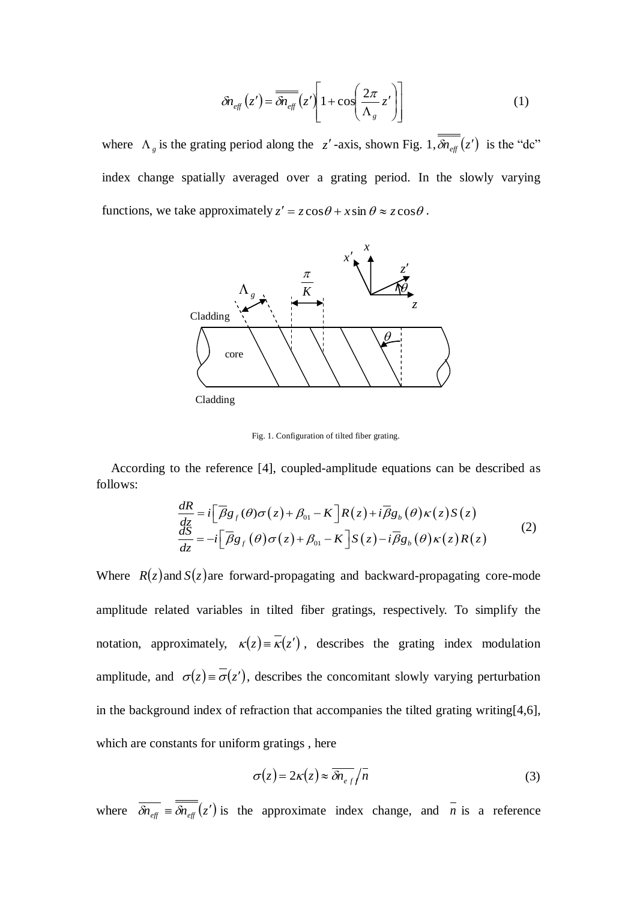$$\delta n_{eff}(z') = \overline{\overline{\delta n_{eff}}}(z')\left[1 + \cos\left(\frac{2\pi}{\Lambda_g} z'\right)\right] \tag{1}$$

where $\Lambda_g$ is the grating period along the $z'$-axis, shown Fig. 1, $\overline{\overline{\delta n_{eff}}}(z')$ is the "dc" index change spatially averaged over a grating period. In the slowly varying functions, we take approximately $z' = z\cos\theta + x\sin\theta \approx z\cos\theta$.

Fig. 1. Configuration of tilted fiber grating.

According to the reference [4], coupled-amplitude equations can be described as follows:

$$\begin{aligned}
\frac{dR}{dz} &= i\left[\overline{\beta} g_f(\theta)\sigma(z) + \beta_{01} - K\right]R(z) + i\overline{\beta} g_b(\theta)\kappa(z)S(z) \\
\frac{dS}{dz} &= -i\left[\overline{\beta} g_f(\theta)\sigma(z) + \beta_{01} - K\right]S(z) - i\overline{\beta} g_b(\theta)\kappa(z)R(z)
\end{aligned} \tag{2}$$

Where $R(z)$ and $S(z)$ are forward-propagating and backward-propagating core-mode amplitude related variables in tilted fiber gratings, respectively. To simplify the notation, approximately, $\kappa(z) \equiv \overline{\kappa}(z')$, describes the grating index modulation amplitude, and $\sigma(z) \equiv \overline{\sigma}(z')$, describes the concomitant slowly varying perturbation in the background index of refraction that accompanies the tilted grating writing[4,6], which are constants for uniform gratings , here

$$\sigma(z) = 2\kappa(z) \approx \overline{\delta n_{eff}} \big/ \overline{n} \tag{3}$$

where $\overline{\delta n_{eff}} \equiv \overline{\overline{\delta n_{eff}}}(z')$ is the approximate index change, and $\overline{n}$ is a reference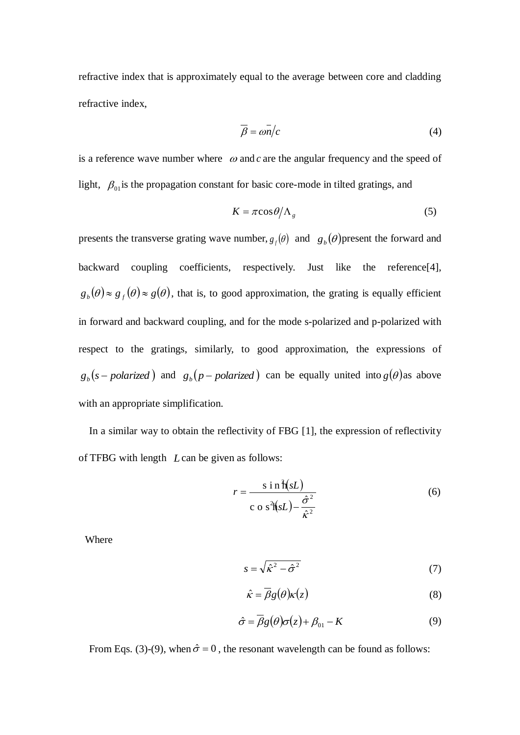refractive index that is approximately equal to the average between core and cladding refractive index,

$$\overline{\beta} = \omega\overline{n}/c \tag{4}$$

is a reference wave number where $\omega$ and $c$ are the angular frequency and the speed of light, $\beta_{01}$ is the propagation constant for basic core-mode in tilted gratings, and

$$K = \pi\cos\theta/\Lambda_g \tag{5}$$

presents the transverse grating wave number, $g_f(\theta)$ and $g_b(\theta)$ present the forward and backward coupling coefficients, respectively. Just like the reference[4], $g_b(\theta) \approx g_f(\theta) \approx g(\theta)$, that is, to good approximation, the grating is equally efficient in forward and backward coupling, and for the mode s-polarized and p-polarized with respect to the gratings, similarly, to good approximation, the expressions of $g_b(s-polarized)$ and $g_b(p-polarized)$ can be equally united into $g(\theta)$ as above with an appropriate simplification.

In a similar way to obtain the reflectivity of FBG [1], the expression of reflectivity of TFBG with length $L$ can be given as follows:

$$r = \frac{\sinh^2(sL)}{\cosh^2(sL) - \dfrac{\hat{\sigma}^2}{\hat{\kappa}^2}} \tag{6}$$

Where

$$s = \sqrt{\hat{\kappa}^2 - \hat{\sigma}^2} \tag{7}$$

$$\hat{\kappa} = \overline{\beta} g(\theta)\kappa(z) \tag{8}$$

$$\hat{\sigma} = \overline{\beta} g(\theta)\sigma(z) + \beta_{01} - K \tag{9}$$

From Eqs. (3)-(9), when $\hat{\sigma} = 0$, the resonant wavelength can be found as follows: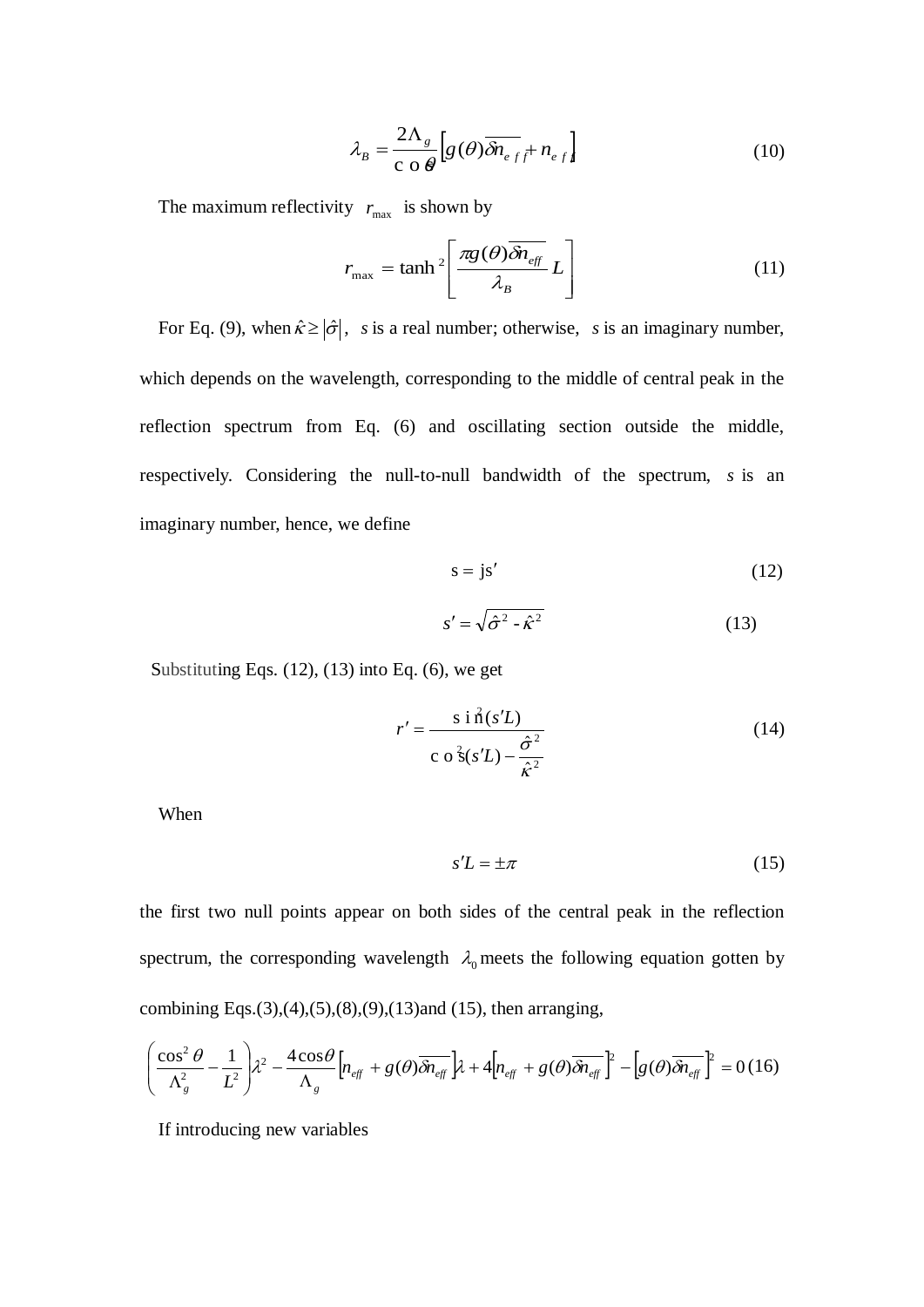$$\lambda_B = \frac{2\Lambda_g}{\cos\theta}\left[g(\theta)\overline{\delta n_{eff}} + n_{eff}\right] \tag{10}$$

The maximum reflectivity $r_{\max}$ is shown by

$$r_{\max} = \tanh^2\left[\frac{\pi g(\theta)\overline{\delta n_{eff}}}{\lambda_B}L\right] \tag{11}$$

For Eq. (9), when $\hat{\kappa} \geq |\hat{\sigma}|$, $s$ is a real number; otherwise, $s$ is an imaginary number, which depends on the wavelength, corresponding to the middle of central peak in the reflection spectrum from Eq. (6) and oscillating section outside the middle, respectively. Considering the null-to-null bandwidth of the spectrum, $s$ is an imaginary number, hence, we define

$$s = js' \tag{12}$$

$$s' = \sqrt{\hat{\sigma}^2 - \hat{\kappa}^2} \tag{13}$$

Substituting Eqs. (12), (13) into Eq. (6), we get

$$r' = \frac{\sin^2(s'L)}{\cos^2(s'L) - \dfrac{\hat{\sigma}^2}{\hat{\kappa}^2}} \tag{14}$$

When

$$s'L = \pm\pi \tag{15}$$

the first two null points appear on both sides of the central peak in the reflection spectrum, the corresponding wavelength $\lambda_0$ meets the following equation gotten by combining Eqs.(3),(4),(5),(8),(9),(13)and (15), then arranging,

$$\left(\frac{\cos^2\theta}{\Lambda_g^2} - \frac{1}{L^2}\right)\lambda^2 - \frac{4\cos\theta}{\Lambda_g}\left[n_{eff} + g(\theta)\overline{\delta n_{eff}}\right]\lambda + 4\left[n_{eff} + g(\theta)\overline{\delta n_{eff}}\right]^2 - \left[g(\theta)\overline{\delta n_{eff}}\right]^2 = 0 \tag{16}$$

If introducing new variables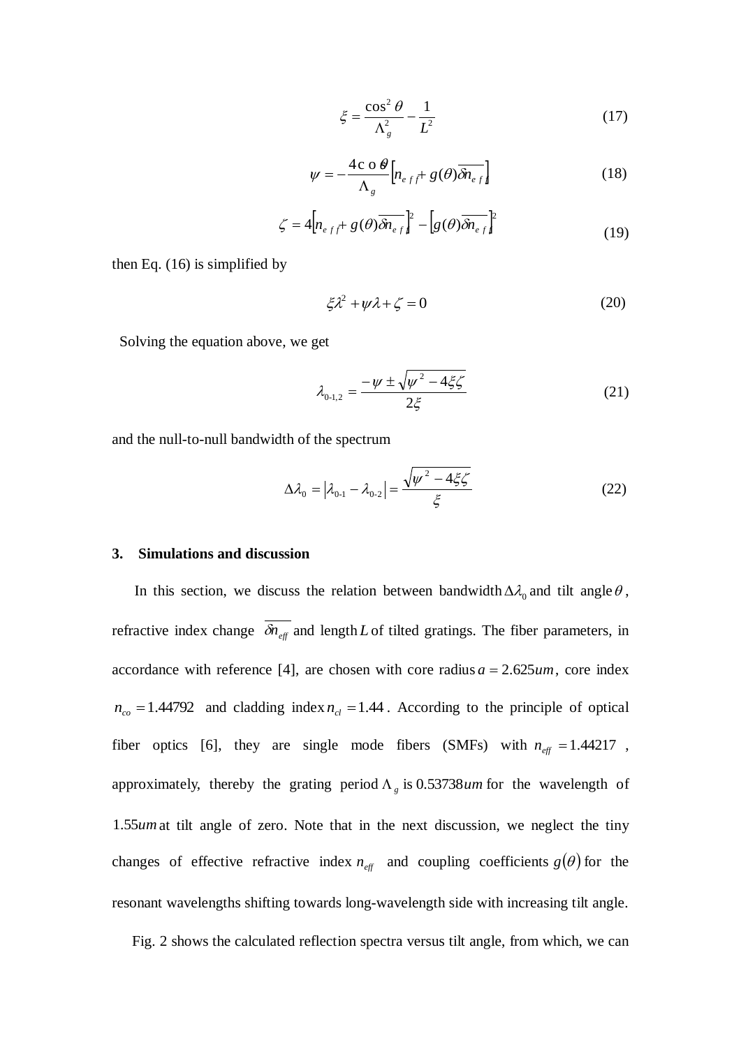$$\xi = \frac{\cos^2\theta}{\Lambda_g^2} - \frac{1}{L^2} \tag{17}$$

$$\psi = -\frac{4\cos\theta}{\Lambda_g}\left[n_{eff} + g(\theta)\overline{\delta n_{eff}}\right] \tag{18}$$

$$\zeta = 4\left[n_{eff} + g(\theta)\overline{\delta n_{eff}}\right]^2 - \left[g(\theta)\overline{\delta n_{eff}}\right]^2 \tag{19}$$

then Eq. (16) is simplified by

$$\xi\lambda^2 + \psi\lambda + \zeta = 0 \tag{20}$$

Solving the equation above, we get

$$\lambda_{0\text{-}1,2} = \frac{-\psi \pm \sqrt{\psi^2 - 4\xi\zeta}}{2\xi} \tag{21}$$

and the null-to-null bandwidth of the spectrum

$$\Delta\lambda_0 = \left|\lambda_{0\text{-}1} - \lambda_{0\text{-}2}\right| = \frac{\sqrt{\psi^2 - 4\xi\zeta}}{\xi} \tag{22}$$

## 3. Simulations and discussion

In this section, we discuss the relation between bandwidth $\Delta\lambda_0$ and tilt angle $\theta$, refractive index change $\overline{\delta n_{eff}}$ and length $L$ of tilted gratings. The fiber parameters, in accordance with reference [4], are chosen with core radius $a = 2.625um$, core index $n_{co} = 1.44792$ and cladding index $n_{cl} = 1.44$. According to the principle of optical fiber optics [6], they are single mode fibers (SMFs) with $n_{eff} = 1.44217$, approximately, thereby the grating period $\Lambda_g$ is $0.53738um$ for the wavelength of $1.55um$ at tilt angle of zero. Note that in the next discussion, we neglect the tiny changes of effective refractive index $n_{eff}$ and coupling coefficients $g(\theta)$ for the resonant wavelengths shifting towards long-wavelength side with increasing tilt angle.

Fig. 2 shows the calculated reflection spectra versus tilt angle, from which, we can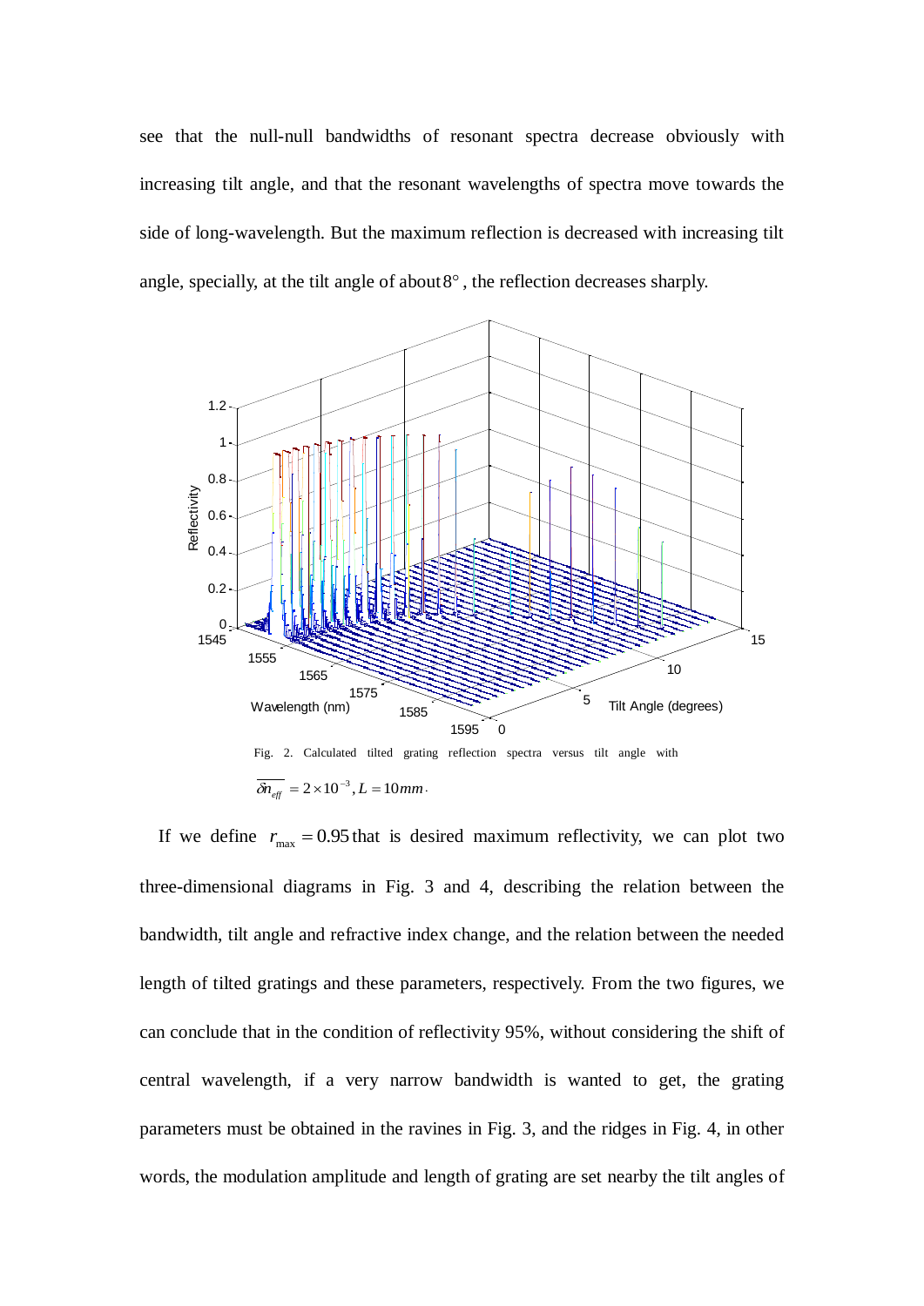see that the null-null bandwidths of resonant spectra decrease obviously with increasing tilt angle, and that the resonant wavelengths of spectra move towards the side of long-wavelength. But the maximum reflection is decreased with increasing tilt angle, specially, at the tilt angle of about $8°$, the reflection decreases sharply.

Fig. 2. Calculated tilted grating reflection spectra versus tilt angle with $\overline{\delta n_{eff}} = 2\times10^{-3}, L = 10mm$.

If we define $r_{\max} = 0.95$ that is desired maximum reflectivity, we can plot two three-dimensional diagrams in Fig. 3 and 4, describing the relation between the bandwidth, tilt angle and refractive index change, and the relation between the needed length of tilted gratings and these parameters, respectively. From the two figures, we can conclude that in the condition of reflectivity 95%, without considering the shift of central wavelength, if a very narrow bandwidth is wanted to get, the grating parameters must be obtained in the ravines in Fig. 3, and the ridges in Fig. 4, in other words, the modulation amplitude and length of grating are set nearby the tilt angles of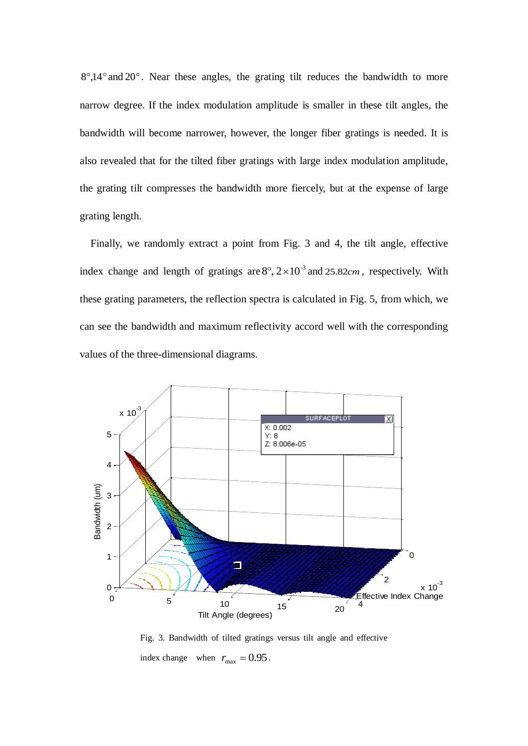$8°, 14°$ and $20°$. Near these angles, the grating tilt reduces the bandwidth to more narrow degree. If the index modulation amplitude is smaller in these tilt angles, the bandwidth will become narrower, however, the longer fiber gratings is needed. It is also revealed that for the tilted fiber gratings with large index modulation amplitude, the grating tilt compresses the bandwidth more fiercely, but at the expense of large grating length.

Finally, we randomly extract a point from Fig. 3 and 4, the tilt angle, effective index change and length of gratings are $8°$, $2\times10^{-3}$ and $25.82cm$, respectively. With these grating parameters, the reflection spectra is calculated in Fig. 5, from which, we can see the bandwidth and maximum reflectivity accord well with the corresponding values of the three-dimensional diagrams.

Fig. 3. Bandwidth of tilted gratings versus tilt angle and effective index change when $r_{\max} = 0.95$.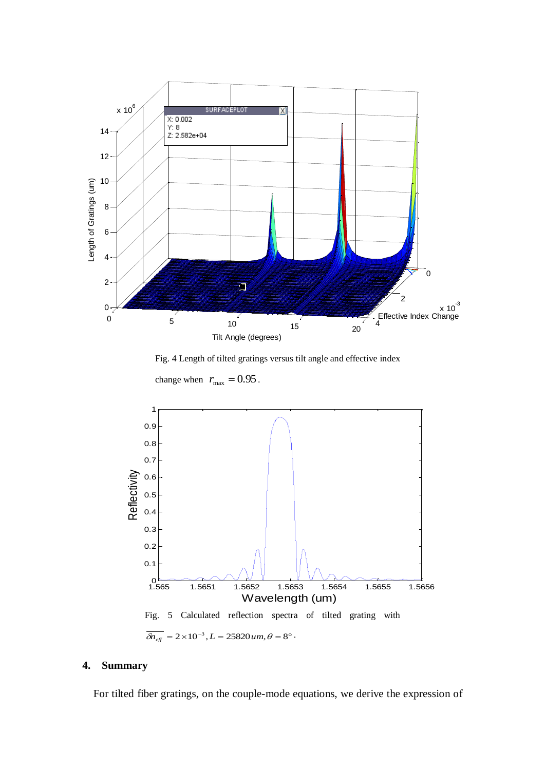Fig. 4 Length of tilted gratings versus tilt angle and effective index change when $r_{\max} = 0.95$.

Fig. 5 Calculated reflection spectra of tilted grating with $\overline{\delta n_{eff}} = 2 \times 10^{-3}, L = 25820\,um, \theta = 8°$.

## 4. Summary

For tilted fiber gratings, on the couple-mode equations, we derive the expression of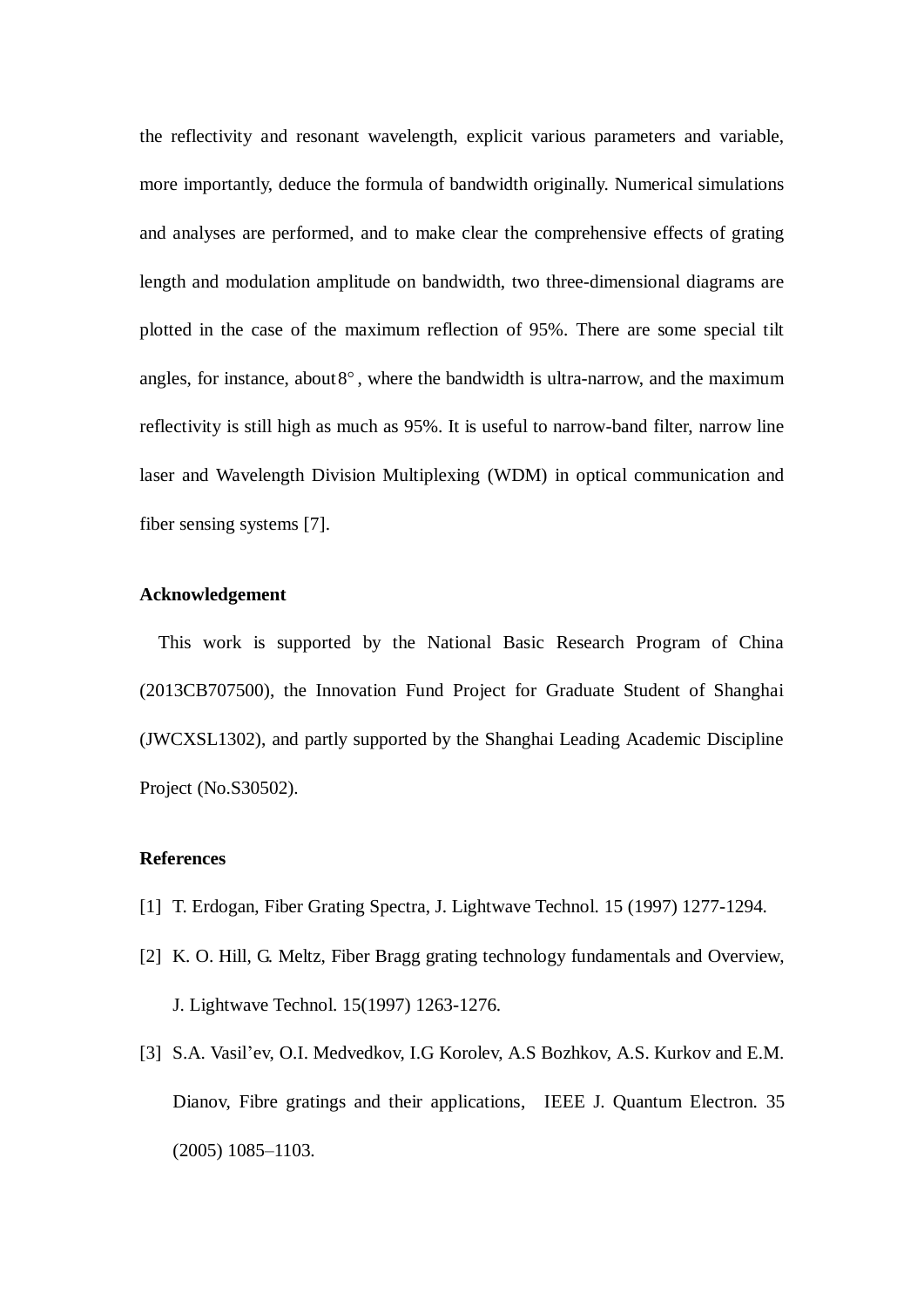the reflectivity and resonant wavelength, explicit various parameters and variable, more importantly, deduce the formula of bandwidth originally. Numerical simulations and analyses are performed, and to make clear the comprehensive effects of grating length and modulation amplitude on bandwidth, two three-dimensional diagrams are plotted in the case of the maximum reflection of 95%. There are some special tilt angles, for instance, about $8^{\circ}$, where the bandwidth is ultra-narrow, and the maximum reflectivity is still high as much as 95%. It is useful to narrow-band filter, narrow line laser and Wavelength Division Multiplexing (WDM) in optical communication and fiber sensing systems [7].

**Acknowledgement**

This work is supported by the National Basic Research Program of China (2013CB707500), the Innovation Fund Project for Graduate Student of Shanghai (JWCXSL1302), and partly supported by the Shanghai Leading Academic Discipline Project (No.S30502).

**References**

[1] T. Erdogan, Fiber Grating Spectra, J. Lightwave Technol. 15 (1997) 1277-1294.

[2] K. O. Hill, G. Meltz, Fiber Bragg grating technology fundamentals and Overview, J. Lightwave Technol. 15(1997) 1263-1276.

[3] S.A. Vasil'ev, O.I. Medvedkov, I.G Korolev, A.S Bozhkov, A.S. Kurkov and E.M. Dianov, Fibre gratings and their applications, IEEE J. Quantum Electron. 35 (2005) 1085–1103.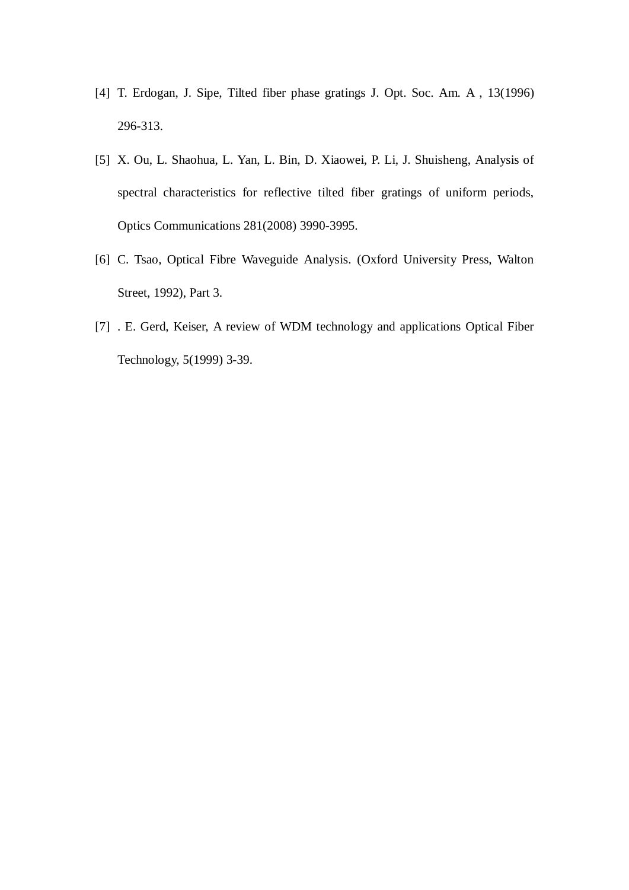[4] T. Erdogan, J. Sipe, Tilted fiber phase gratings J. Opt. Soc. Am. A , 13(1996) 296-313.

[5] X. Ou, L. Shaohua, L. Yan, L. Bin, D. Xiaowei, P. Li, J. Shuisheng, Analysis of spectral characteristics for reflective tilted fiber gratings of uniform periods, Optics Communications 281(2008) 3990-3995.

[6] C. Tsao, Optical Fibre Waveguide Analysis. (Oxford University Press, Walton Street, 1992), Part 3.

[7] . E. Gerd, Keiser, A review of WDM technology and applications Optical Fiber Technology, 5(1999) 3-39.